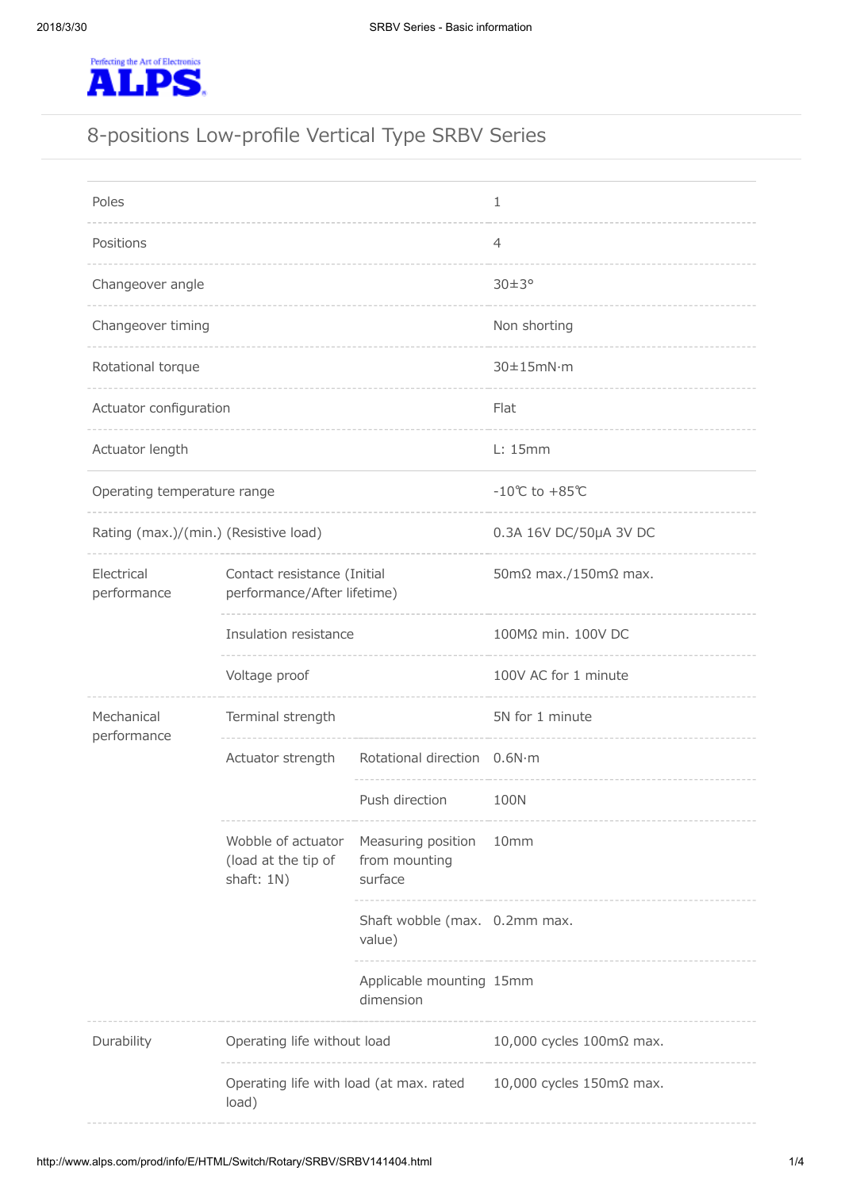ALPS

Perfecting the Art of Electronics

# 8-positions Low-profile Vertical Type SRBV Series

| | | | |
|---|---|---|---|
| Poles | | | 1 |
| Positions | | | 4 |
| Changeover angle | | | 30±3° |
| Changeover timing | | | Non shorting |
| Rotational torque | | | 30±15mN·m |
| Actuator configuration | | | Flat |
| Actuator length | | | L: 15mm |
| Operating temperature range | | | -10℃ to +85℃ |
| Rating (max.)/(min.) (Resistive load) | | | 0.3A 16V DC/50μA 3V DC |
| Electrical performance | Contact resistance (Initial performance/After lifetime) | | 50mΩ max./150mΩ max. |
| | Insulation resistance | | 100MΩ min. 100V DC |
| | Voltage proof | | 100V AC for 1 minute |
| Mechanical performance | Terminal strength | | 5N for 1 minute |
| | Actuator strength | Rotational direction | 0.6N·m |
| | | Push direction | 100N |
| | Wobble of actuator (load at the tip of shaft: 1N) | Measuring position from mounting surface | 10mm |
| | | Shaft wobble (max. value) | 0.2mm max. |
| | | Applicable mounting dimension | 15mm |
| Durability | Operating life without load | | 10,000 cycles 100mΩ max. |
| | Operating life with load (at max. rated load) | | 10,000 cycles 150mΩ max. |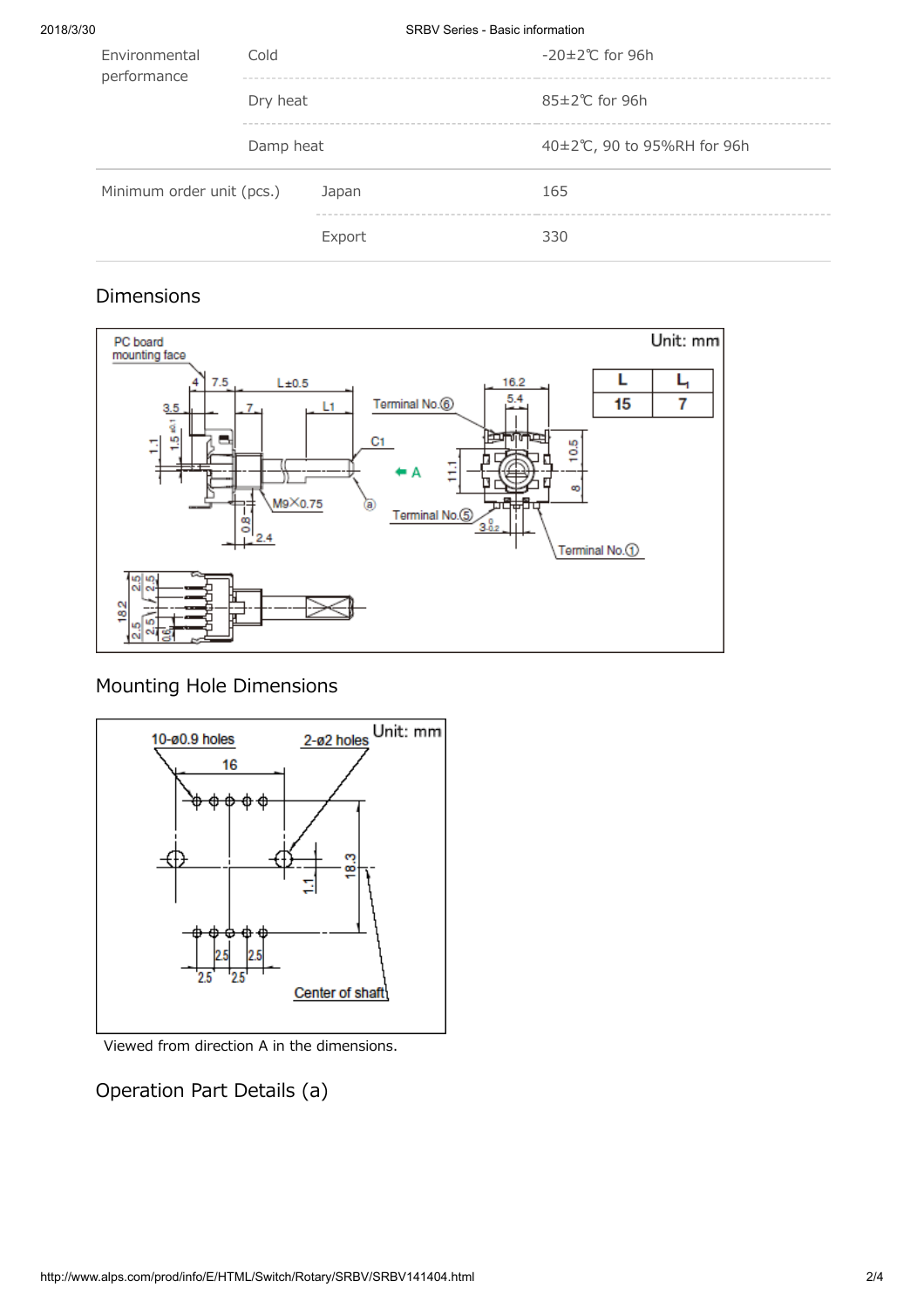| Environmental performance | Cold | -20±2℃ for 96h |
| --- | --- | --- |
| | Dry heat | 85±2℃ for 96h |
| | Damp heat | 40±2℃, 90 to 95%RH for 96h |
| Minimum order unit (pcs.) | Japan | 165 |
| | Export | 330 |

## Dimensions

Unit: mm

| L | L1 |
| --- | --- |
| 15 | 7 |

## Mounting Hole Dimensions

Unit: mm

Viewed from direction A in the dimensions.

## Operation Part Details (a)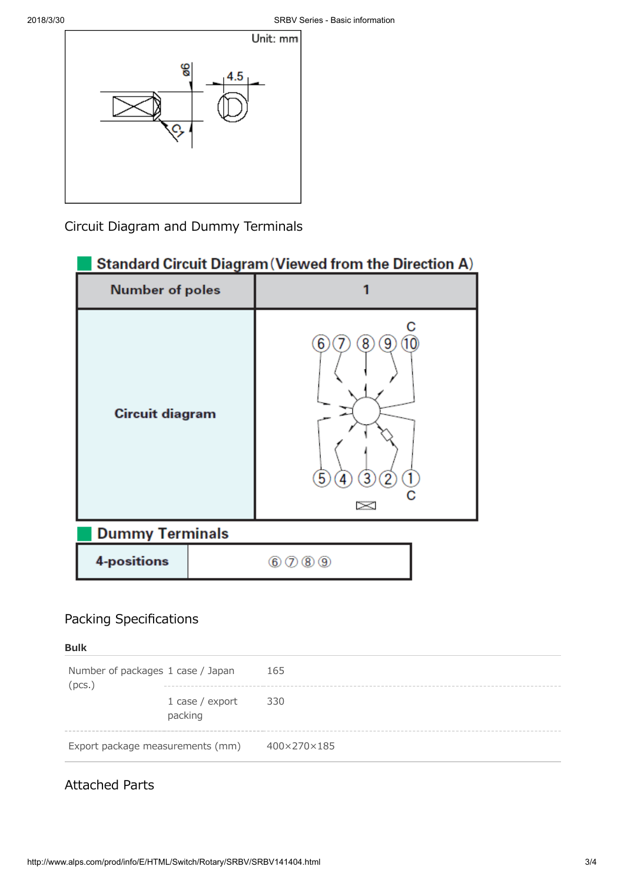Unit: mm

ø6

4.5

C1

## Circuit Diagram and Dummy Terminals

### Standard Circuit Diagram (Viewed from the Direction A)

| Number of poles | 1 |
| --- | --- |
| Circuit diagram | |

### Dummy Terminals

| 4-positions | ⑥ ⑦ ⑧ ⑨ |
| --- | --- |

## Packing Specifications

**Bulk**

| | | |
| --- | --- | --- |
| Number of packages (pcs.) | 1 case / Japan | 165 |
| | 1 case / export packing | 330 |
| Export package measurements (mm) | | 400×270×185 |

## Attached Parts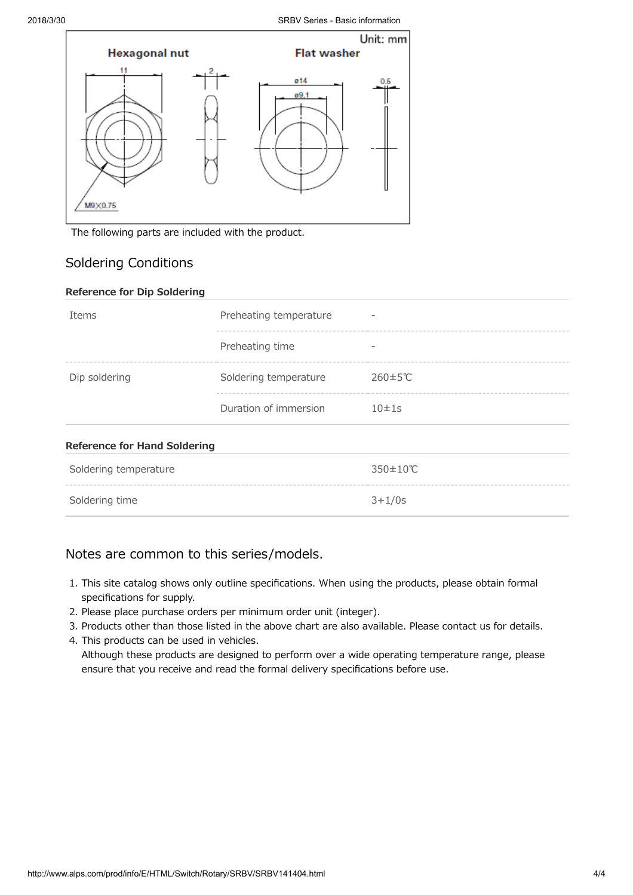Unit: mm

Hexagonal nut

Flat washer

11

2

ø14

ø9.1

0.5

M9×0.75

The following parts are included with the product.

## Soldering Conditions

### Reference for Dip Soldering

| | | |
|---|---|---|
| Items | Preheating temperature | - |
| | Preheating time | - |
| Dip soldering | Soldering temperature | 260±5℃ |
| | Duration of immersion | 10±1s |

### Reference for Hand Soldering

| | |
|---|---|
| Soldering temperature | 350±10℃ |
| Soldering time | 3+1/0s |

## Notes are common to this series/models.

1. This site catalog shows only outline specifications. When using the products, please obtain formal specifications for supply.
2. Please place purchase orders per minimum order unit (integer).
3. Products other than those listed in the above chart are also available. Please contact us for details.
4. This products can be used in vehicles.
   Although these products are designed to perform over a wide operating temperature range, please ensure that you receive and read the formal delivery specifications before use.